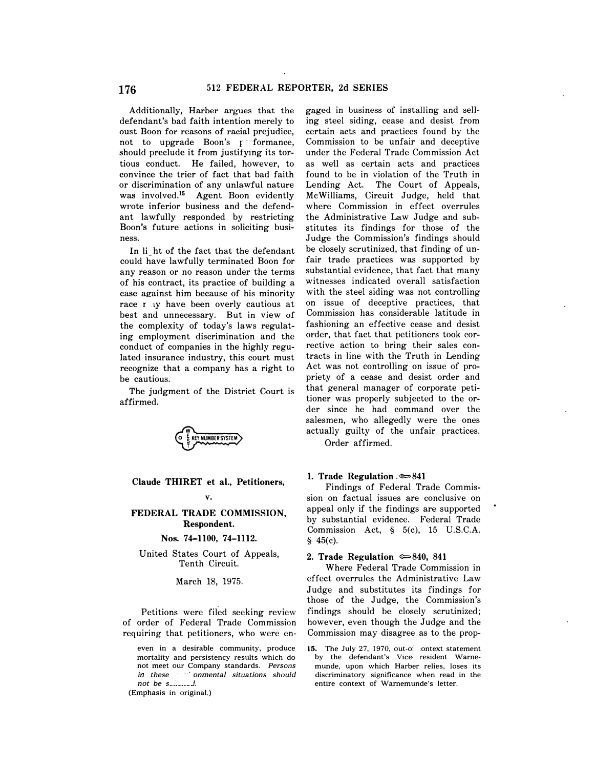even in a desirable community, produce mortality and persistency results which do not meet our Company standards. *Persons in these ·· onmental situations should not be s..........J.*

(Emphasis in original.)

Additionally, Harber argues that the defendant's bad faith intention merely to oust Boon for reasons of racial prejudice, not to upgrade Boon's performance, should preclude it from justifying its tortious conduct. He failed, however, to convince the trier of fact that bad faith or discrimination of any unlawful nature was involved.[15] Agent Boon evidently wrote inferior business and the defendant lawfully responded by restricting Boon's future actions in soliciting business.

In light of the fact that the defendant could have lawfully terminated Boon for any reason or no reason under the terms of his contract, its practice of building a case against him because of his minority race may have been overly cautious at best and unnecessary. But in view of the complexity of today's laws regulating employment discrimination and the conduct of companies in the highly regulated insurance industry, this court must recognize that a company has a right to be cautious.

The judgment of the District Court is affirmed.

15. The July 27, 1970, out-of context statement by the defendant's Vice resident Warnemunde, upon which Harber relies, loses its discriminatory significance when read in the entire context of Warnemunde's letter.

---

**Claude THIRET et al., Petitioners,**

**v.**

**FEDERAL TRADE COMMISSION, Respondent.**

**Nos. 74–1100, 74–1112.**

United States Court of Appeals, Tenth Circuit.

March 18, 1975.

Petitions were filed seeking review of order of Federal Trade Commission requiring that petitioners, who were engaged in business of installing and selling steel siding, cease and desist from certain acts and practices found by the Commission to be unfair and deceptive under the Federal Trade Commission Act as well as certain acts and practices found to be in violation of the Truth in Lending Act. The Court of Appeals, McWilliams, Circuit Judge, held that where Commission in effect overrules the Administrative Law Judge and substitutes its findings for those of the Judge the Commission's findings should be closely scrutinized, that finding of unfair trade practices was supported by substantial evidence, that fact that many witnesses indicated overall satisfaction with the steel siding was not controlling on issue of deceptive practices, that Commission has considerable latitude in fashioning an effective cease and desist order, that fact that petitioners took corrective action to bring their sales contracts in line with the Truth in Lending Act was not controlling on issue of propriety of a cease and desist order and that general manager of corporate petitioner was properly subjected to the order since he had command over the salesmen, who allegedly were the ones actually guilty of the unfair practices.

Order affirmed.

**1. Trade Regulation ⚷841**

Findings of Federal Trade Commission on factual issues are conclusive on appeal only if the findings are supported by substantial evidence. Federal Trade Commission Act, § 5(c), 15 U.S.C.A. § 45(c).

**2. Trade Regulation ⚷840, 841**

Where Federal Trade Commission in effect overrules the Administrative Law Judge and substitutes its findings for those of the Judge, the Commission's findings should be closely scrutinized; however, even though the Judge and the Commission may disagree as to the prop-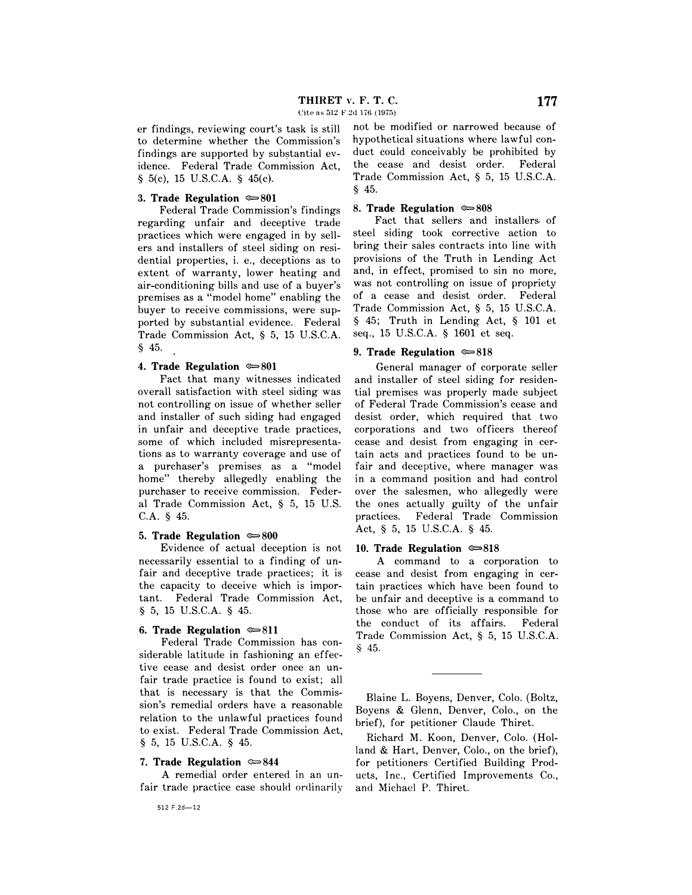er findings, reviewing court's task is still to determine whether the Commission's findings are supported by substantial evidence. Federal Trade Commission Act, § 5(c), 15 U.S.C.A. § 45(c).

**3. Trade Regulation ⇔801**

Federal Trade Commission's findings regarding unfair and deceptive trade practices which were engaged in by sellers and installers of steel siding on residential properties, i. e., deceptions as to extent of warranty, lower heating and air-conditioning bills and use of a buyer's premises as a "model home" enabling the buyer to receive commissions, were supported by substantial evidence. Federal Trade Commission Act, § 5, 15 U.S.C.A. § 45.

**4. Trade Regulation ⇔801**

Fact that many witnesses indicated overall satisfaction with steel siding was not controlling on issue of whether seller and installer of such siding had engaged in unfair and deceptive trade practices, some of which included misrepresentations as to warranty coverage and use of a purchaser's premises as a "model home" thereby allegedly enabling the purchaser to receive commission. Federal Trade Commission Act, § 5, 15 U.S.C.A. § 45.

**5. Trade Regulation ⇔800**

Evidence of actual deception is not necessarily essential to a finding of unfair and deceptive trade practices; it is the capacity to deceive which is important. Federal Trade Commission Act, § 5, 15 U.S.C.A. § 45.

**6. Trade Regulation ⇔811**

Federal Trade Commission has considerable latitude in fashioning an effective cease and desist order once an unfair trade practice is found to exist; all that is necessary is that the Commission's remedial orders have a reasonable relation to the unlawful practices found to exist. Federal Trade Commission Act, § 5, 15 U.S.C.A. § 45.

**7. Trade Regulation ⇔844**

A remedial order entered in an unfair trade practice case should ordinarily not be modified or narrowed because of hypothetical situations where lawful conduct could conceivably be prohibited by the cease and desist order. Federal Trade Commission Act, § 5, 15 U.S.C.A. § 45.

**8. Trade Regulation ⇔808**

Fact that sellers and installers of steel siding took corrective action to bring their sales contracts into line with provisions of the Truth in Lending Act and, in effect, promised to sin no more, was not controlling on issue of propriety of a cease and desist order. Federal Trade Commission Act, § 5, 15 U.S.C.A. § 45; Truth in Lending Act, § 101 et seq., 15 U.S.C.A. § 1601 et seq.

**9. Trade Regulation ⇔818**

General manager of corporate seller and installer of steel siding for residential premises was properly made subject of Federal Trade Commission's cease and desist order, which required that two corporations and two officers thereof cease and desist from engaging in certain acts and practices found to be unfair and deceptive, where manager was in a command position and had control over the salesmen, who allegedly were the ones actually guilty of the unfair practices. Federal Trade Commission Act, § 5, 15 U.S.C.A. § 45.

**10. Trade Regulation ⇔818**

A command to a corporation to cease and desist from engaging in certain practices which have been found to be unfair and deceptive is a command to those who are officially responsible for the conduct of its affairs. Federal Trade Commission Act, § 5, 15 U.S.C.A. § 45.

---

Blaine L. Boyens, Denver, Colo. (Boltz, Boyens & Glenn, Denver, Colo., on the brief), for petitioner Claude Thiret.

Richard M. Koon, Denver, Colo. (Holland & Hart, Denver, Colo., on the brief), for petitioners Certified Building Products, Inc., Certified Improvements Co., and Michael P. Thiret.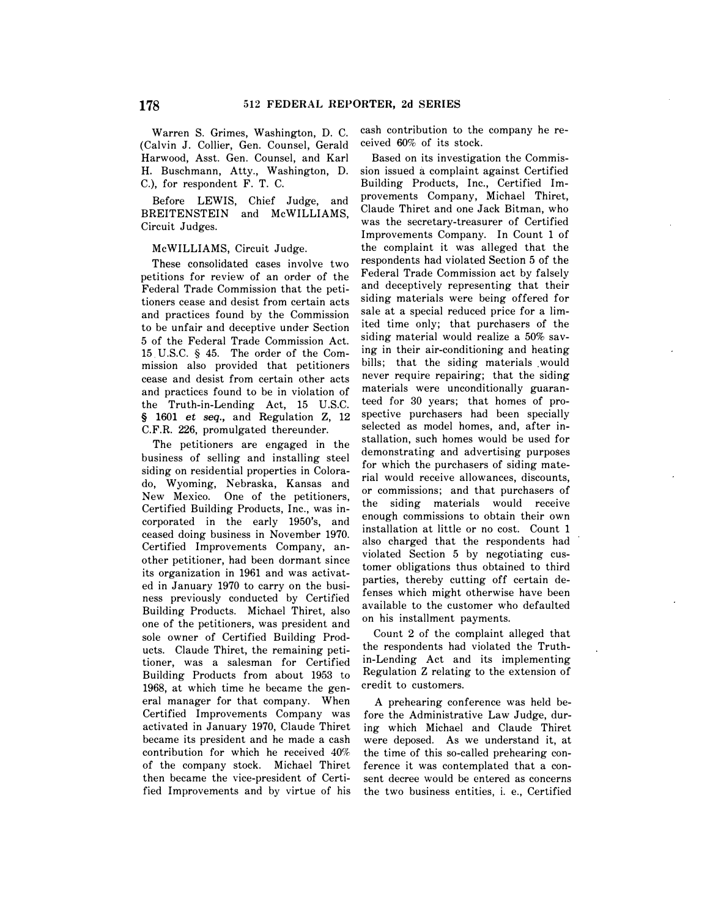Warren S. Grimes, Washington, D. C. (Calvin J. Collier, Gen. Counsel, Gerald Harwood, Asst. Gen. Counsel, and Karl H. Buschmann, Atty., Washington, D. C.), for respondent F. T. C.

Before LEWIS, Chief Judge, and BREITENSTEIN and McWILLIAMS, Circuit Judges.

McWILLIAMS, Circuit Judge.

These consolidated cases involve two petitions for review of an order of the Federal Trade Commission that the petitioners cease and desist from certain acts and practices found by the Commission to be unfair and deceptive under Section 5 of the Federal Trade Commission Act. 15 U.S.C. § 45. The order of the Commission also provided that petitioners cease and desist from certain other acts and practices found to be in violation of the Truth-in-Lending Act, 15 U.S.C. § 1601 *et seq.*, and Regulation Z, 12 C.F.R. 226, promulgated thereunder.

The petitioners are engaged in the business of selling and installing steel siding on residential properties in Colorado, Wyoming, Nebraska, Kansas and New Mexico. One of the petitioners, Certified Building Products, Inc., was incorporated in the early 1950's, and ceased doing business in November 1970. Certified Improvements Company, another petitioner, had been dormant since its organization in 1961 and was activated in January 1970 to carry on the business previously conducted by Certified Building Products. Michael Thiret, also one of the petitioners, was president and sole owner of Certified Building Products. Claude Thiret, the remaining petitioner, was a salesman for Certified Building Products from about 1953 to 1968, at which time he became the general manager for that company. When Certified Improvements Company was activated in January 1970, Claude Thiret became its president and he made a cash contribution for which he received 40% of the company stock. Michael Thiret then became the vice-president of Certified Improvements and by virtue of his cash contribution to the company he received 60% of its stock.

Based on its investigation the Commission issued a complaint against Certified Building Products, Inc., Certified Improvements Company, Michael Thiret, Claude Thiret and one Jack Bitman, who was the secretary-treasurer of Certified Improvements Company. In Count 1 of the complaint it was alleged that the respondents had violated Section 5 of the Federal Trade Commission act by falsely and deceptively representing that their siding materials were being offered for sale at a special reduced price for a limited time only; that purchasers of the siding material would realize a 50% saving in their air-conditioning and heating bills; that the siding materials would never require repairing; that the siding materials were unconditionally guaranteed for 30 years; that homes of prospective purchasers had been specially selected as model homes, and, after installation, such homes would be used for demonstrating and advertising purposes for which the purchasers of siding material would receive allowances, discounts, or commissions; and that purchasers of the siding materials would receive enough commissions to obtain their own installation at little or no cost. Count 1 also charged that the respondents had violated Section 5 by negotiating customer obligations thus obtained to third parties, thereby cutting off certain defenses which might otherwise have been available to the customer who defaulted on his installment payments.

Count 2 of the complaint alleged that the respondents had violated the Truth-in-Lending Act and its implementing Regulation Z relating to the extension of credit to customers.

A prehearing conference was held before the Administrative Law Judge, during which Michael and Claude Thiret were deposed. As we understand it, at the time of this so-called prehearing conference it was contemplated that a consent decree would be entered as concerns the two business entities, i. e., Certified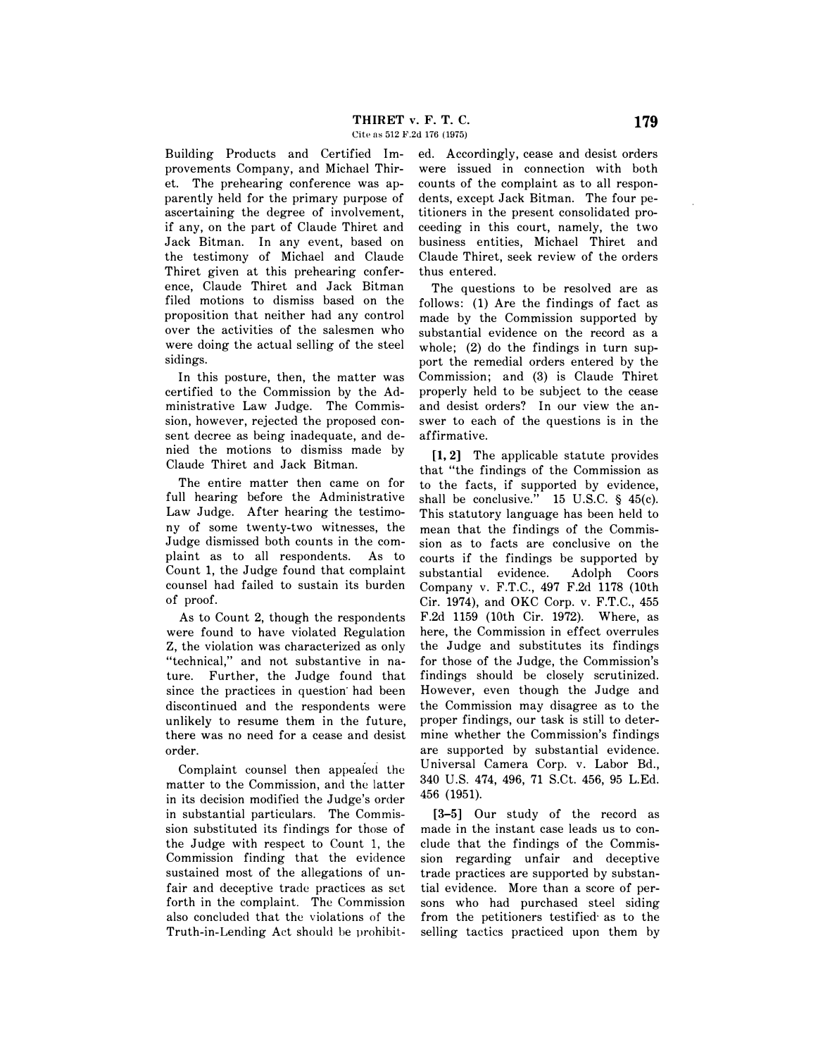Building Products and Certified Improvements Company, and Michael Thiret. The prehearing conference was apparently held for the primary purpose of ascertaining the degree of involvement, if any, on the part of Claude Thiret and Jack Bitman. In any event, based on the testimony of Michael and Claude Thiret given at this prehearing conference, Claude Thiret and Jack Bitman filed motions to dismiss based on the proposition that neither had any control over the activities of the salesmen who were doing the actual selling of the steel sidings.

In this posture, then, the matter was certified to the Commission by the Administrative Law Judge. The Commission, however, rejected the proposed consent decree as being inadequate, and denied the motions to dismiss made by Claude Thiret and Jack Bitman.

The entire matter then came on for full hearing before the Administrative Law Judge. After hearing the testimony of some twenty-two witnesses, the Judge dismissed both counts in the complaint as to all respondents. As to Count 1, the Judge found that complaint counsel had failed to sustain its burden of proof.

As to Count 2, though the respondents were found to have violated Regulation Z, the violation was characterized as only "technical," and not substantive in nature. Further, the Judge found that since the practices in question had been discontinued and the respondents were unlikely to resume them in the future, there was no need for a cease and desist order.

Complaint counsel then appealed the matter to the Commission, and the latter in its decision modified the Judge's order in substantial particulars. The Commission substituted its findings for those of the Judge with respect to Count 1, the Commission finding that the evidence sustained most of the allegations of unfair and deceptive trade practices as set forth in the complaint. The Commission also concluded that the violations of the Truth-in-Lending Act should be prohibited. Accordingly, cease and desist orders were issued in connection with both counts of the complaint as to all respondents, except Jack Bitman. The four petitioners in the present consolidated proceeding in this court, namely, the two business entities, Michael Thiret and Claude Thiret, seek review of the orders thus entered.

The questions to be resolved are as follows: (1) Are the findings of fact as made by the Commission supported by substantial evidence on the record as a whole; (2) do the findings in turn support the remedial orders entered by the Commission; and (3) is Claude Thiret properly held to be subject to the cease and desist orders? In our view the answer to each of the questions is in the affirmative.

**[1, 2]** The applicable statute provides that "the findings of the Commission as to the facts, if supported by evidence, shall be conclusive." 15 U.S.C. § 45(c). This statutory language has been held to mean that the findings of the Commission as to facts are conclusive on the courts if the findings be supported by substantial evidence. Adolph Coors Company v. F.T.C., 497 F.2d 1178 (10th Cir. 1974), and OKC Corp. v. F.T.C., 455 F.2d 1159 (10th Cir. 1972). Where, as here, the Commission in effect overrules the Judge and substitutes its findings for those of the Judge, the Commission's findings should be closely scrutinized. However, even though the Judge and the Commission may disagree as to the proper findings, our task is still to determine whether the Commission's findings are supported by substantial evidence. Universal Camera Corp. v. Labor Bd., 340 U.S. 474, 496, 71 S.Ct. 456, 95 L.Ed. 456 (1951).

**[3-5]** Our study of the record as made in the instant case leads us to conclude that the findings of the Commission regarding unfair and deceptive trade practices are supported by substantial evidence. More than a score of persons who had purchased steel siding from the petitioners testified as to the selling tactics practiced upon them by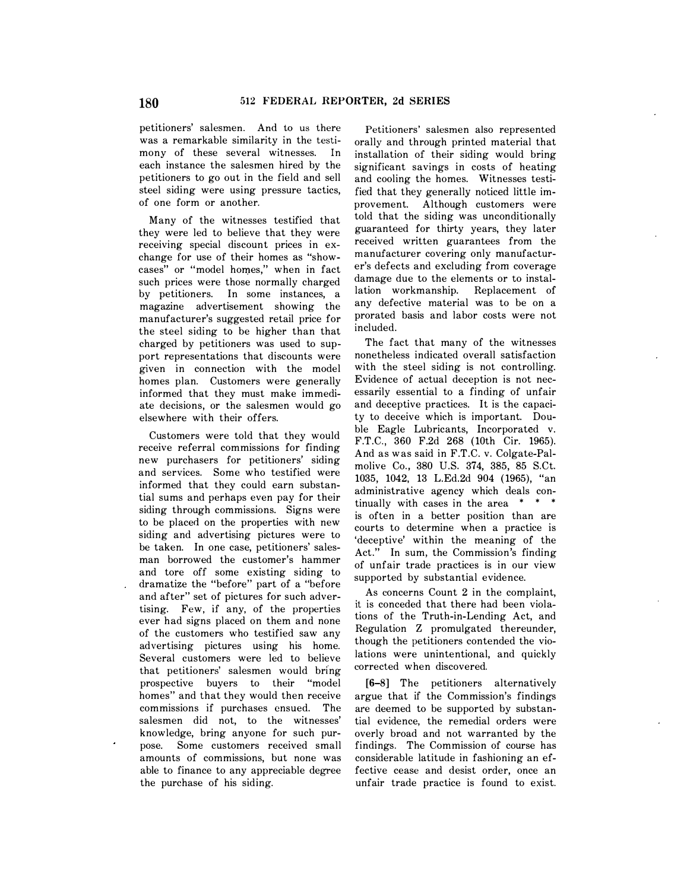petitioners' salesmen. And to us there was a remarkable similarity in the testimony of these several witnesses. In each instance the salesmen hired by the petitioners to go out in the field and sell steel siding were using pressure tactics, of one form or another.

Many of the witnesses testified that they were led to believe that they were receiving special discount prices in exchange for use of their homes as "showcases" or "model homes," when in fact such prices were those normally charged by petitioners. In some instances, a magazine advertisement showing the manufacturer's suggested retail price for the steel siding to be higher than that charged by petitioners was used to support representations that discounts were given in connection with the model homes plan. Customers were generally informed that they must make immediate decisions, or the salesmen would go elsewhere with their offers.

Customers were told that they would receive referral commissions for finding new purchasers for petitioners' siding and services. Some who testified were informed that they could earn substantial sums and perhaps even pay for their siding through commissions. Signs were to be placed on the properties with new siding and advertising pictures were to be taken. In one case, petitioners' salesman borrowed the customer's hammer and tore off some existing siding to dramatize the "before" part of a "before and after" set of pictures for such advertising. Few, if any, of the properties ever had signs placed on them and none of the customers who testified saw any advertising pictures using his home. Several customers were led to believe that petitioners' salesmen would bring prospective buyers to their "model homes" and that they would then receive commissions if purchases ensued. The salesmen did not, to the witnesses' knowledge, bring anyone for such purpose. Some customers received small amounts of commissions, but none was able to finance to any appreciable degree the purchase of his siding.

Petitioners' salesmen also represented orally and through printed material that installation of their siding would bring significant savings in costs of heating and cooling the homes. Witnesses testified that they generally noticed little improvement. Although customers were told that the siding was unconditionally guaranteed for thirty years, they later received written guarantees from the manufacturer covering only manufacturer's defects and excluding from coverage damage due to the elements or to installation workmanship. Replacement of any defective material was to be on a prorated basis and labor costs were not included.

The fact that many of the witnesses nonetheless indicated overall satisfaction with the steel siding is not controlling. Evidence of actual deception is not necessarily essential to a finding of unfair and deceptive practices. It is the capacity to deceive which is important. Double Eagle Lubricants, Incorporated v. F.T.C., 360 F.2d 268 (10th Cir. 1965). And as was said in F.T.C. v. Colgate-Palmolive Co., 380 U.S. 374, 385, 85 S.Ct. 1035, 1042, 13 L.Ed.2d 904 (1965), "an administrative agency which deals continually with cases in the area * * * is often in a better position than are courts to determine when a practice is 'deceptive' within the meaning of the Act." In sum, the Commission's finding of unfair trade practices is in our view supported by substantial evidence.

As concerns Count 2 in the complaint, it is conceded that there had been violations of the Truth-in-Lending Act, and Regulation Z promulgated thereunder, though the petitioners contended the violations were unintentional, and quickly corrected when discovered.

[6–8] The petitioners alternatively argue that if the Commission's findings are deemed to be supported by substantial evidence, the remedial orders were overly broad and not warranted by the findings. The Commission of course has considerable latitude in fashioning an effective cease and desist order, once an unfair trade practice is found to exist.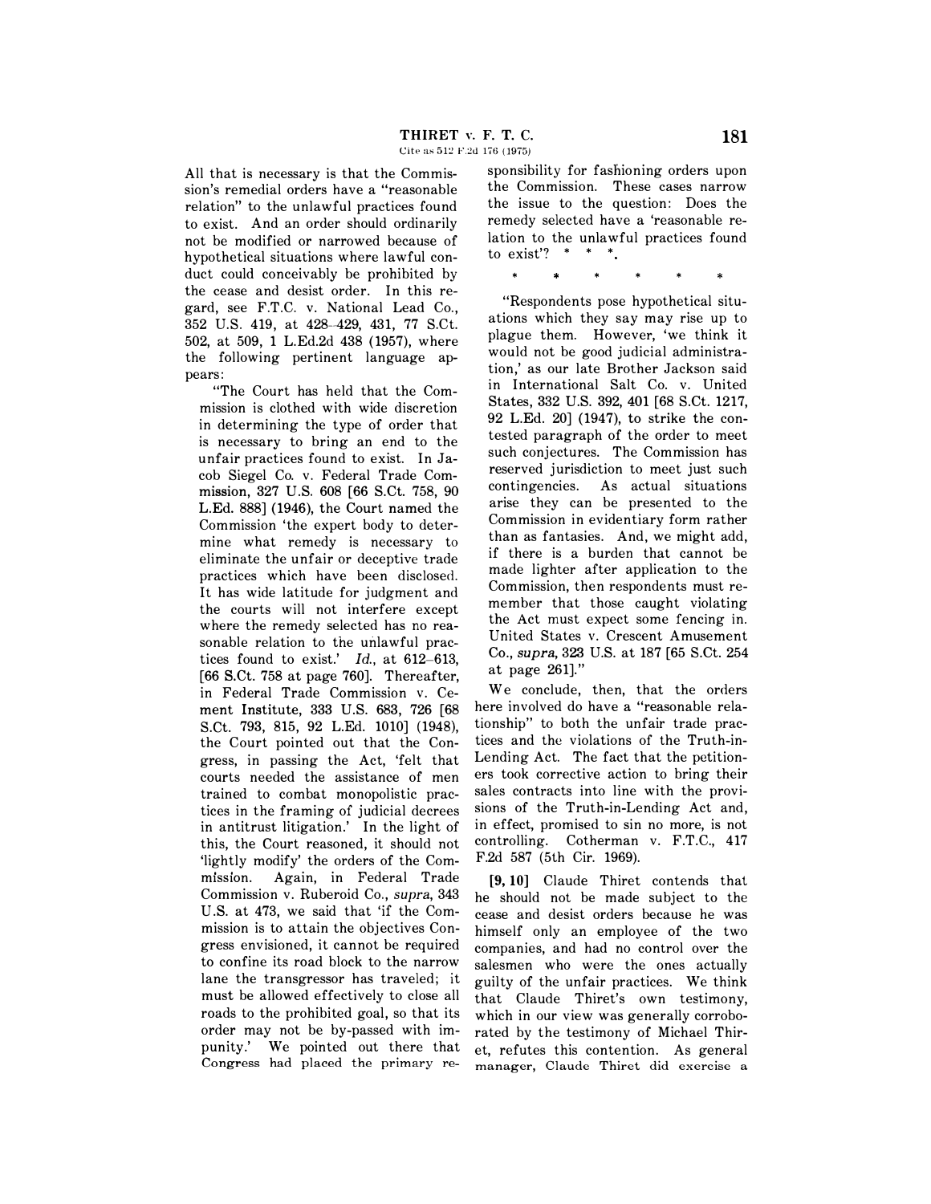All that is necessary is that the Commission's remedial orders have a "reasonable relation" to the unlawful practices found to exist. And an order should ordinarily not be modified or narrowed because of hypothetical situations where lawful conduct could conceivably be prohibited by the cease and desist order. In this regard, see F.T.C. v. National Lead Co., 352 U.S. 419, at 428–429, 431, 77 S.Ct. 502, at 509, 1 L.Ed.2d 438 (1957), where the following pertinent language appears:

> "The Court has held that the Commission is clothed with wide discretion in determining the type of order that is necessary to bring an end to the unfair practices found to exist. In Jacob Siegel Co. v. Federal Trade Commission, 327 U.S. 608 [66 S.Ct. 758, 90 L.Ed. 888] (1946), the Court named the Commission 'the expert body to determine what remedy is necessary to eliminate the unfair or deceptive trade practices which have been disclosed. It has wide latitude for judgment and the courts will not interfere except where the remedy selected has no reasonable relation to the unlawful practices found to exist.' *Id.*, at 612–613, [66 S.Ct. 758 at page 760]. Thereafter, in Federal Trade Commission v. Cement Institute, 333 U.S. 683, 726 [68 S.Ct. 793, 815, 92 L.Ed. 1010] (1948), the Court pointed out that the Congress, in passing the Act, 'felt that courts needed the assistance of men trained to combat monopolistic practices in the framing of judicial decrees in antitrust litigation.' In the light of this, the Court reasoned, it should not 'lightly modify' the orders of the Commission. Again, in Federal Trade Commission v. Ruberoid Co., *supra*, 343 U.S. at 473, we said that 'if the Commission is to attain the objectives Congress envisioned, it cannot be required to confine its road block to the narrow lane the transgressor has traveled; it must be allowed effectively to close all roads to the prohibited goal, so that its order may not be by-passed with impunity.' We pointed out there that Congress had placed the primary responsibility for fashioning orders upon the Commission. These cases narrow the issue to the question: Does the remedy selected have a 'reasonable relation to the unlawful practices found to exist'? * * *.
>
> \* \* \* \* \* \*
>
> "Respondents pose hypothetical situations which they say may rise up to plague them. However, 'we think it would not be good judicial administration,' as our late Brother Jackson said in International Salt Co. v. United States, 332 U.S. 392, 401 [68 S.Ct. 1217, 92 L.Ed. 20] (1947), to strike the contested paragraph of the order to meet such conjectures. The Commission has reserved jurisdiction to meet just such contingencies. As actual situations arise they can be presented to the Commission in evidentiary form rather than as fantasies. And, we might add, if there is a burden that cannot be made lighter after application to the Commission, then respondents must remember that those caught violating the Act must expect some fencing in. United States v. Crescent Amusement Co., *supra*, 323 U.S. at 187 [65 S.Ct. 254 at page 261]."

We conclude, then, that the orders here involved do have a "reasonable relationship" to both the unfair trade practices and the violations of the Truth-in-Lending Act. The fact that the petitioners took corrective action to bring their sales contracts into line with the provisions of the Truth-in-Lending Act and, in effect, promised to sin no more, is not controlling. Cotherman v. F.T.C., 417 F.2d 587 (5th Cir. 1969).

**[9, 10]** Claude Thiret contends that he should not be made subject to the cease and desist orders because he was himself only an employee of the two companies, and had no control over the salesmen who were the ones actually guilty of the unfair practices. We think that Claude Thiret's own testimony, which in our view was generally corroborated by the testimony of Michael Thiret, refutes this contention. As general manager, Claude Thiret did exercise a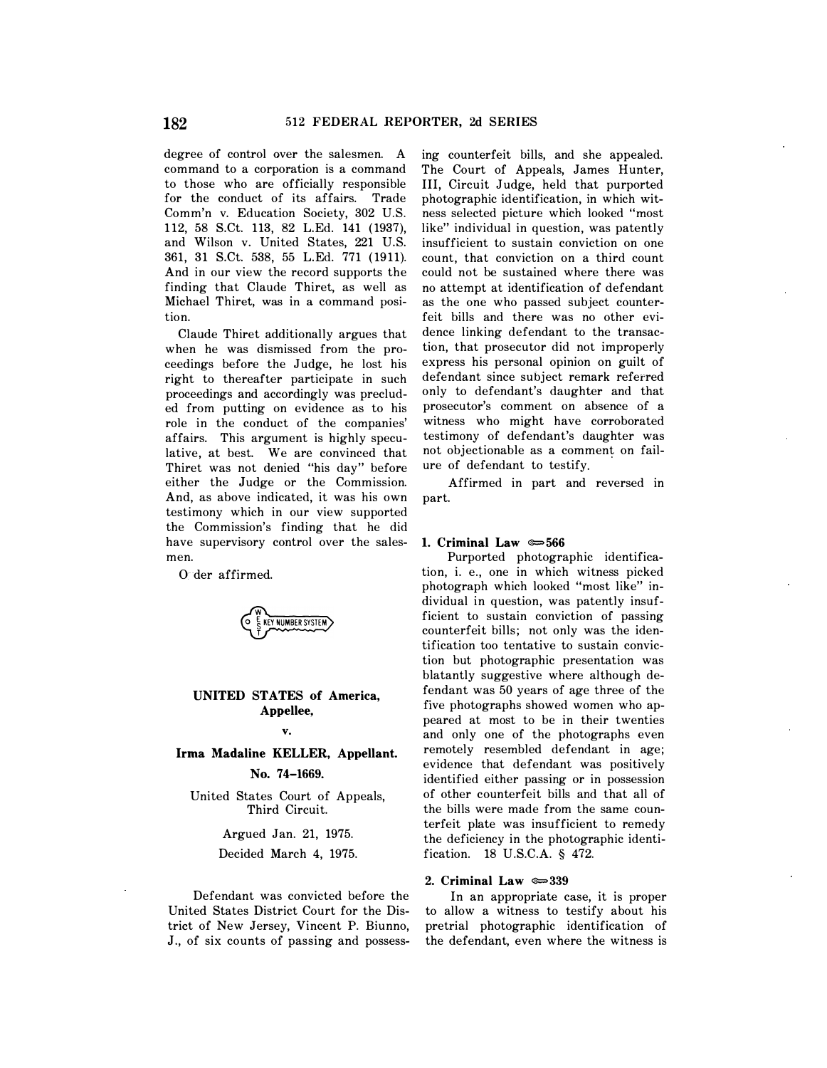degree of control over the salesmen. A command to a corporation is a command to those who are officially responsible for the conduct of its affairs. Trade Comm'n v. Education Society, 302 U.S. 112, 58 S.Ct. 113, 82 L.Ed. 141 (1937), and Wilson v. United States, 221 U.S. 361, 31 S.Ct. 538, 55 L.Ed. 771 (1911). And in our view the record supports the finding that Claude Thiret, as well as Michael Thiret, was in a command position.

Claude Thiret additionally argues that when he was dismissed from the proceedings before the Judge, he lost his right to thereafter participate in such proceedings and accordingly was precluded from putting on evidence as to his role in the conduct of the companies' affairs. This argument is highly speculative, at best. We are convinced that Thiret was not denied "his day" before either the Judge or the Commission. And, as above indicated, it was his own testimony which in our view supported the Commission's finding that he did have supervisory control over the salesmen.

O der affirmed.

**UNITED STATES of America, Appellee,**

**v.**

**Irma Madaline KELLER, Appellant.**

**No. 74–1669.**

United States Court of Appeals, Third Circuit.

Argued Jan. 21, 1975.

Decided March 4, 1975.

Defendant was convicted before the United States District Court for the District of New Jersey, Vincent P. Biunno, J., of six counts of passing and possessing counterfeit bills, and she appealed. The Court of Appeals, James Hunter, III, Circuit Judge, held that purported photographic identification, in which witness selected picture which looked "most like" individual in question, was patently insufficient to sustain conviction on one count, that conviction on a third count could not be sustained where there was no attempt at identification of defendant as the one who passed subject counterfeit bills and there was no other evidence linking defendant to the transaction, that prosecutor did not improperly express his personal opinion on guilt of defendant since subject remark referred only to defendant's daughter and that prosecutor's comment on absence of a witness who might have corroborated testimony of defendant's daughter was not objectionable as a comment on failure of defendant to testify.

Affirmed in part and reversed in part.

**1. Criminal Law ⇐566**

Purported photographic identification, i. e., one in which witness picked photograph which looked "most like" individual in question, was patently insufficient to sustain conviction of passing counterfeit bills; not only was the identification too tentative to sustain conviction but photographic presentation was blatantly suggestive where although defendant was 50 years of age three of the five photographs showed women who appeared at most to be in their twenties and only one of the photographs even remotely resembled defendant in age; evidence that defendant was positively identified either passing or in possession of other counterfeit bills and that all of the bills were made from the same counterfeit plate was insufficient to remedy the deficiency in the photographic identification. 18 U.S.C.A. § 472.

**2. Criminal Law ⇐339**

In an appropriate case, it is proper to allow a witness to testify about his pretrial photographic identification of the defendant, even where the witness is